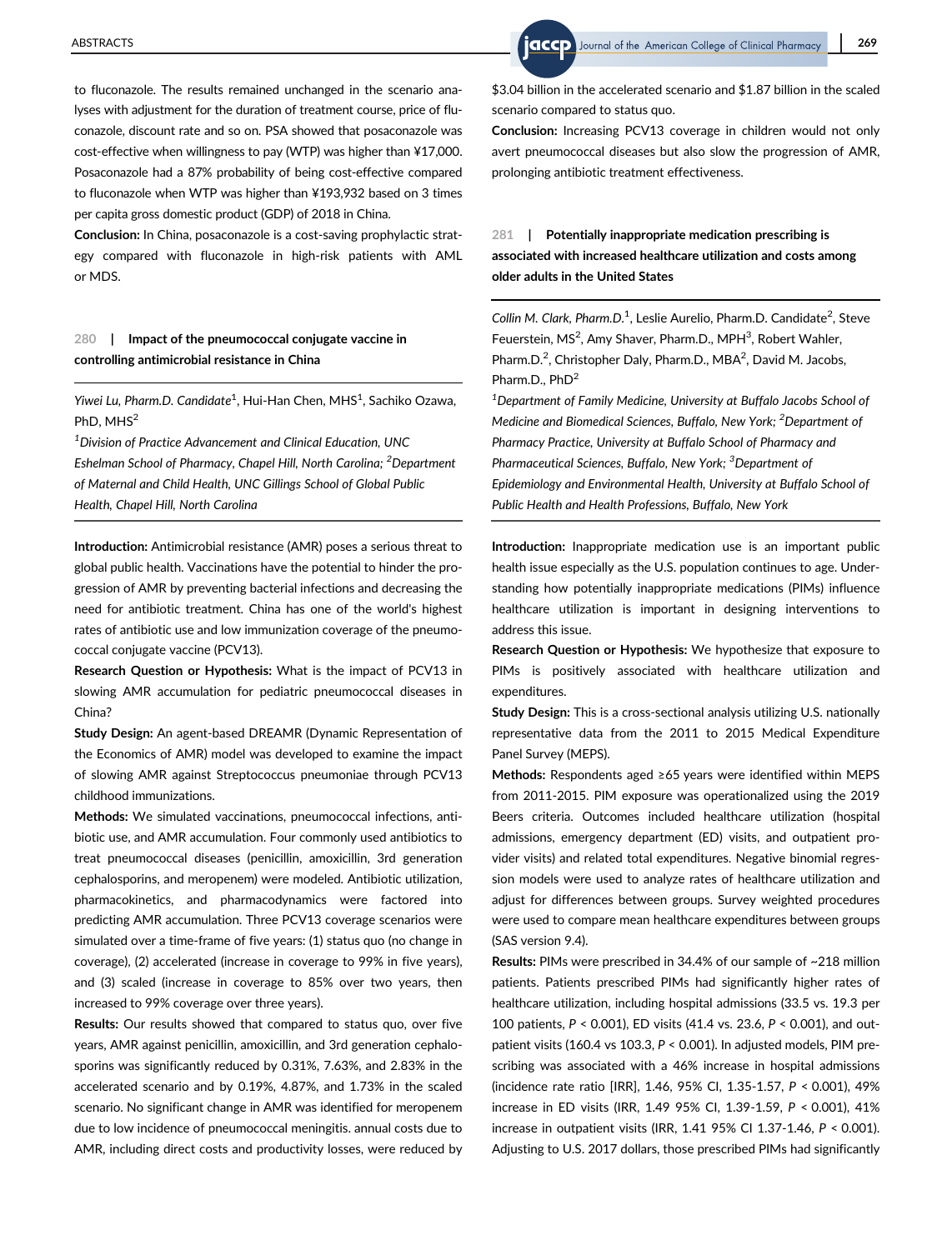to fluconazole. The results remained unchanged in the scenario analyses with adjustment for the duration of treatment course, price of fluconazole, discount rate and so on. PSA showed that posaconazole was cost-effective when willingness to pay (WTP) was higher than ¥17,000. Posaconazole had a 87% probability of being cost-effective compared to fluconazole when WTP was higher than ¥193,932 based on 3 times per capita gross domestic product (GDP) of 2018 in China.

**Conclusion:** In China, posaconazole is a cost-saving prophylactic strategy compared with fluconazole in high-risk patients with AML or MDS.

## 280 | Impact of the pneumococcal conjugate vaccine in controlling antimicrobial resistance in China

*Yiwei Lu, Pharm.D. Candidate*[1], Hui-Han Chen, MHS[1], Sachiko Ozawa, PhD, MHS[2]

[1]*Division of Practice Advancement and Clinical Education, UNC Eshelman School of Pharmacy, Chapel Hill, North Carolina;* [2]*Department of Maternal and Child Health, UNC Gillings School of Global Public Health, Chapel Hill, North Carolina*

**Introduction:** Antimicrobial resistance (AMR) poses a serious threat to global public health. Vaccinations have the potential to hinder the progression of AMR by preventing bacterial infections and decreasing the need for antibiotic treatment. China has one of the world's highest rates of antibiotic use and low immunization coverage of the pneumococcal conjugate vaccine (PCV13).

**Research Question or Hypothesis:** What is the impact of PCV13 in slowing AMR accumulation for pediatric pneumococcal diseases in China?

**Study Design:** An agent-based DREAMR (Dynamic Representation of the Economics of AMR) model was developed to examine the impact of slowing AMR against Streptococcus pneumoniae through PCV13 childhood immunizations.

**Methods:** We simulated vaccinations, pneumococcal infections, antibiotic use, and AMR accumulation. Four commonly used antibiotics to treat pneumococcal diseases (penicillin, amoxicillin, 3rd generation cephalosporins, and meropenem) were modeled. Antibiotic utilization, pharmacokinetics, and pharmacodynamics were factored into predicting AMR accumulation. Three PCV13 coverage scenarios were simulated over a time-frame of five years: (1) status quo (no change in coverage), (2) accelerated (increase in coverage to 99% in five years), and (3) scaled (increase in coverage to 85% over two years, then increased to 99% coverage over three years).

**Results:** Our results showed that compared to status quo, over five years, AMR against penicillin, amoxicillin, and 3rd generation cephalosporins was significantly reduced by 0.31%, 7.63%, and 2.83% in the accelerated scenario and by 0.19%, 4.87%, and 1.73% in the scaled scenario. No significant change in AMR was identified for meropenem due to low incidence of pneumococcal meningitis. annual costs due to AMR, including direct costs and productivity losses, were reduced by $3.04 billion in the accelerated scenario and $1.87 billion in the scaled scenario compared to status quo.

**Conclusion:** Increasing PCV13 coverage in children would not only avert pneumococcal diseases but also slow the progression of AMR, prolonging antibiotic treatment effectiveness.

## 281 | Potentially inappropriate medication prescribing is associated with increased healthcare utilization and costs among older adults in the United States

*Collin M. Clark, Pharm.D.*[1], Leslie Aurelio, Pharm.D. Candidate[2], Steve Feuerstein, MS[2], Amy Shaver, Pharm.D., MPH[3], Robert Wahler, Pharm.D.[2], Christopher Daly, Pharm.D., MBA[2], David M. Jacobs, Pharm.D., PhD[2]

[1]*Department of Family Medicine, University at Buffalo Jacobs School of Medicine and Biomedical Sciences, Buffalo, New York;* [2]*Department of Pharmacy Practice, University at Buffalo School of Pharmacy and Pharmaceutical Sciences, Buffalo, New York;* [3]*Department of Epidemiology and Environmental Health, University at Buffalo School of Public Health and Health Professions, Buffalo, New York*

**Introduction:** Inappropriate medication use is an important public health issue especially as the U.S. population continues to age. Understanding how potentially inappropriate medications (PIMs) influence healthcare utilization is important in designing interventions to address this issue.

**Research Question or Hypothesis:** We hypothesize that exposure to PIMs is positively associated with healthcare utilization and expenditures.

**Study Design:** This is a cross-sectional analysis utilizing U.S. nationally representative data from the 2011 to 2015 Medical Expenditure Panel Survey (MEPS).

**Methods:** Respondents aged ≥65 years were identified within MEPS from 2011-2015. PIM exposure was operationalized using the 2019 Beers criteria. Outcomes included healthcare utilization (hospital admissions, emergency department (ED) visits, and outpatient provider visits) and related total expenditures. Negative binomial regression models were used to analyze rates of healthcare utilization and adjust for differences between groups. Survey weighted procedures were used to compare mean healthcare expenditures between groups (SAS version 9.4).

**Results:** PIMs were prescribed in 34.4% of our sample of ~218 million patients. Patients prescribed PIMs had significantly higher rates of healthcare utilization, including hospital admissions (33.5 vs. 19.3 per 100 patients, $P < 0.001$), ED visits (41.4 vs. 23.6, $P < 0.001$), and outpatient visits (160.4 vs 103.3, $P < 0.001$). In adjusted models, PIM prescribing was associated with a 46% increase in hospital admissions (incidence rate ratio [IRR], 1.46, 95% CI, 1.35-1.57, $P < 0.001$), 49% increase in ED visits (IRR, 1.49 95% CI, 1.39-1.59, $P < 0.001$), 41% increase in outpatient visits (IRR, 1.41 95% CI 1.37-1.46, $P < 0.001$). Adjusting to U.S. 2017 dollars, those prescribed PIMs had significantly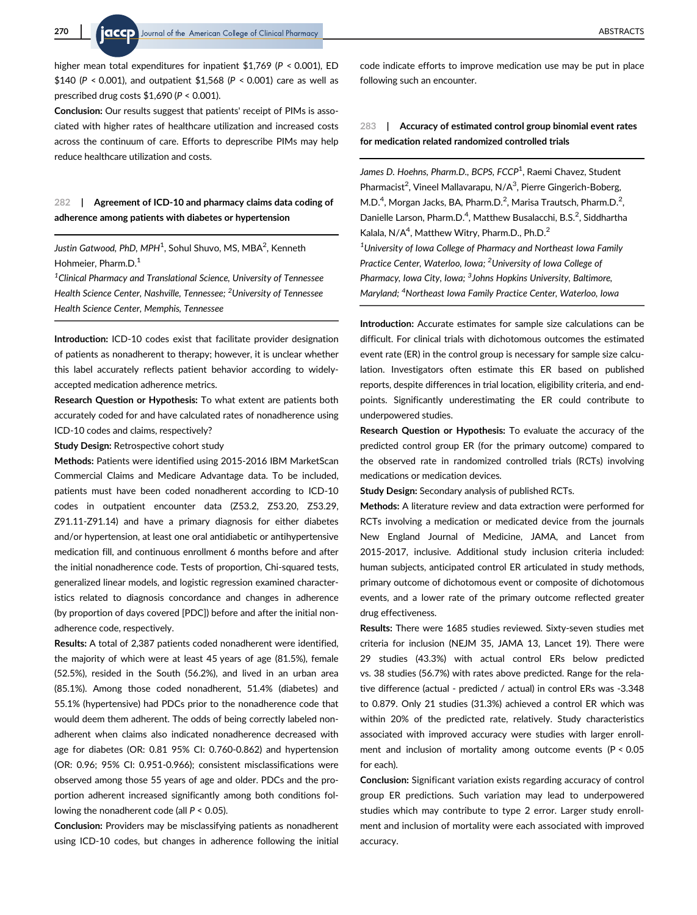higher mean total expenditures for inpatient $1,769 ($P$ < 0.001), ED $140 ($P$ < 0.001), and outpatient $1,568 ($P$ < 0.001) care as well as prescribed drug costs $1,690 ($P$ < 0.001).

**Conclusion:** Our results suggest that patients' receipt of PIMs is associated with higher rates of healthcare utilization and increased costs across the continuum of care. Efforts to deprescribe PIMs may help reduce healthcare utilization and costs.

## 282 | Agreement of ICD-10 and pharmacy claims data coding of adherence among patients with diabetes or hypertension

*Justin Gatwood, PhD, MPH*[1], Sohul Shuvo, MS, MBA[2], Kenneth Hohmeier, Pharm.D.[1]

*[1]Clinical Pharmacy and Translational Science, University of Tennessee Health Science Center, Nashville, Tennessee; [2]University of Tennessee Health Science Center, Memphis, Tennessee*

**Introduction:** ICD-10 codes exist that facilitate provider designation of patients as nonadherent to therapy; however, it is unclear whether this label accurately reflects patient behavior according to widely-accepted medication adherence metrics.

**Research Question or Hypothesis:** To what extent are patients both accurately coded for and have calculated rates of nonadherence using ICD-10 codes and claims, respectively?

**Study Design:** Retrospective cohort study

**Methods:** Patients were identified using 2015-2016 IBM MarketScan Commercial Claims and Medicare Advantage data. To be included, patients must have been coded nonadherent according to ICD-10 codes in outpatient encounter data (Z53.2, Z53.20, Z53.29, Z91.11-Z91.14) and have a primary diagnosis for either diabetes and/or hypertension, at least one oral antidiabetic or antihypertensive medication fill, and continuous enrollment 6 months before and after the initial nonadherence code. Tests of proportion, Chi-squared tests, generalized linear models, and logistic regression examined characteristics related to diagnosis concordance and changes in adherence (by proportion of days covered [PDC]) before and after the initial nonadherence code, respectively.

**Results:** A total of 2,387 patients coded nonadherent were identified, the majority of which were at least 45 years of age (81.5%), female (52.5%), resided in the South (56.2%), and lived in an urban area (85.1%). Among those coded nonadherent, 51.4% (diabetes) and 55.1% (hypertension) had PDCs prior to the nonadherence code that would deem them adherent. The odds of being correctly labeled nonadherent when claims also indicated nonadherence decreased with age for diabetes (OR: 0.81 95% CI: 0.760-0.862) and hypertension (OR: 0.96; 95% CI: 0.951-0.966); consistent misclassifications were observed among those 55 years of age and older. PDCs and the proportion adherent increased significantly among both conditions following the nonadherent code (all $P$ < 0.05).

**Conclusion:** Providers may be misclassifying patients as nonadherent using ICD-10 codes, but changes in adherence following the initial code indicate efforts to improve medication use may be put in place following such an encounter.

## 283 | Accuracy of estimated control group binomial event rates for medication related randomized controlled trials

*James D. Hoehns, Pharm.D., BCPS, FCCP*[1], Raemi Chavez, Student Pharmacist[2], Vineel Mallavarapu, N/A[3], Pierre Gingerich-Boberg, M.D.[4], Morgan Jacks, BA, Pharm.D.[2], Marisa Trautsch, Pharm.D.[2], Danielle Larson, Pharm.D.[4], Matthew Busalacchi, B.S.[2], Siddhartha Kalala, N/A[4], Matthew Witry, Pharm.D., Ph.D.[2]

*[1]University of Iowa College of Pharmacy and Northeast Iowa Family Practice Center, Waterloo, Iowa; [2]University of Iowa College of Pharmacy, Iowa City, Iowa; [3]Johns Hopkins University, Baltimore, Maryland; [4]Northeast Iowa Family Practice Center, Waterloo, Iowa*

**Introduction:** Accurate estimates for sample size calculations can be difficult. For clinical trials with dichotomous outcomes the estimated event rate (ER) in the control group is necessary for sample size calculation. Investigators often estimate this ER based on published reports, despite differences in trial location, eligibility criteria, and endpoints. Significantly underestimating the ER could contribute to underpowered studies.

**Research Question or Hypothesis:** To evaluate the accuracy of the predicted control group ER (for the primary outcome) compared to the observed rate in randomized controlled trials (RCTs) involving medications or medication devices.

**Study Design:** Secondary analysis of published RCTs.

**Methods:** A literature review and data extraction were performed for RCTs involving a medication or medicated device from the journals New England Journal of Medicine, JAMA, and Lancet from 2015-2017, inclusive. Additional study inclusion criteria included: human subjects, anticipated control ER articulated in study methods, primary outcome of dichotomous event or composite of dichotomous events, and a lower rate of the primary outcome reflected greater drug effectiveness.

**Results:** There were 1685 studies reviewed. Sixty-seven studies met criteria for inclusion (NEJM 35, JAMA 13, Lancet 19). There were 29 studies (43.3%) with actual control ERs below predicted vs. 38 studies (56.7%) with rates above predicted. Range for the relative difference (actual - predicted / actual) in control ERs was -3.348 to 0.879. Only 21 studies (31.3%) achieved a control ER which was within 20% of the predicted rate, relatively. Study characteristics associated with improved accuracy were studies with larger enrollment and inclusion of mortality among outcome events ($P$ < 0.05 for each).

**Conclusion:** Significant variation exists regarding accuracy of control group ER predictions. Such variation may lead to underpowered studies which may contribute to type 2 error. Larger study enrollment and inclusion of mortality were each associated with improved accuracy.